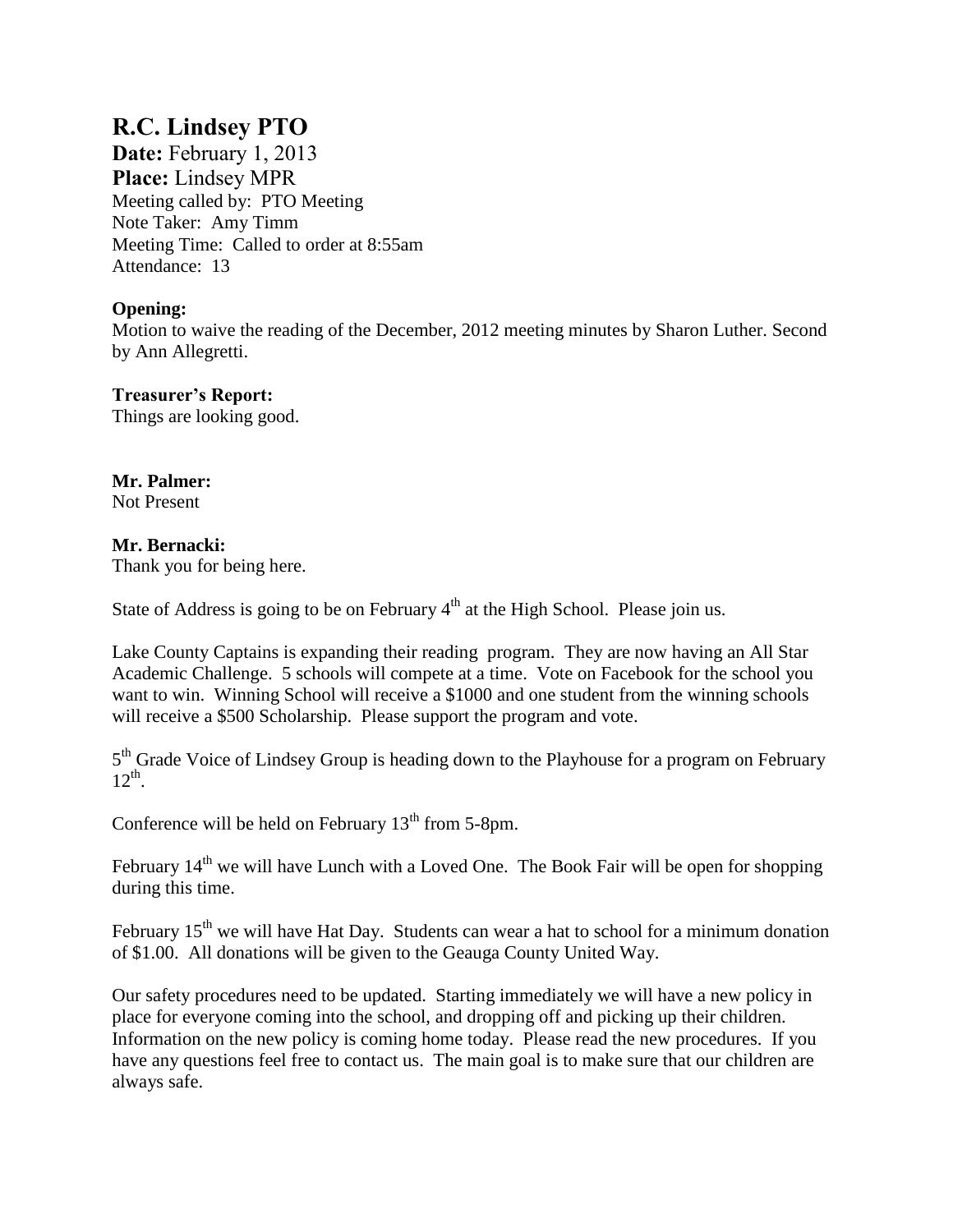# R.C. Lindsey PTO

**Date:** February 1, 2013
**Place:** Lindsey MPR
Meeting called by: PTO Meeting
Note Taker: Amy Timm
Meeting Time: Called to order at 8:55am
Attendance: 13

**Opening:**
Motion to waive the reading of the December, 2012 meeting minutes by Sharon Luther. Second by Ann Allegretti.

**Treasurer's Report:**
Things are looking good.

**Mr. Palmer:**
Not Present

**Mr. Bernacki:**
Thank you for being here.

State of Address is going to be on February 4th at the High School. Please join us.

Lake County Captains is expanding their reading program. They are now having an All Star Academic Challenge. 5 schools will compete at a time. Vote on Facebook for the school you want to win. Winning School will receive a $1000 and one student from the winning schools will receive a $500 Scholarship. Please support the program and vote.

5th Grade Voice of Lindsey Group is heading down to the Playhouse for a program on February 12th.

Conference will be held on February 13th from 5-8pm.

February 14th we will have Lunch with a Loved One. The Book Fair will be open for shopping during this time.

February 15th we will have Hat Day. Students can wear a hat to school for a minimum donation of $1.00. All donations will be given to the Geauga County United Way.

Our safety procedures need to be updated. Starting immediately we will have a new policy in place for everyone coming into the school, and dropping off and picking up their children. Information on the new policy is coming home today. Please read the new procedures. If you have any questions feel free to contact us. The main goal is to make sure that our children are always safe.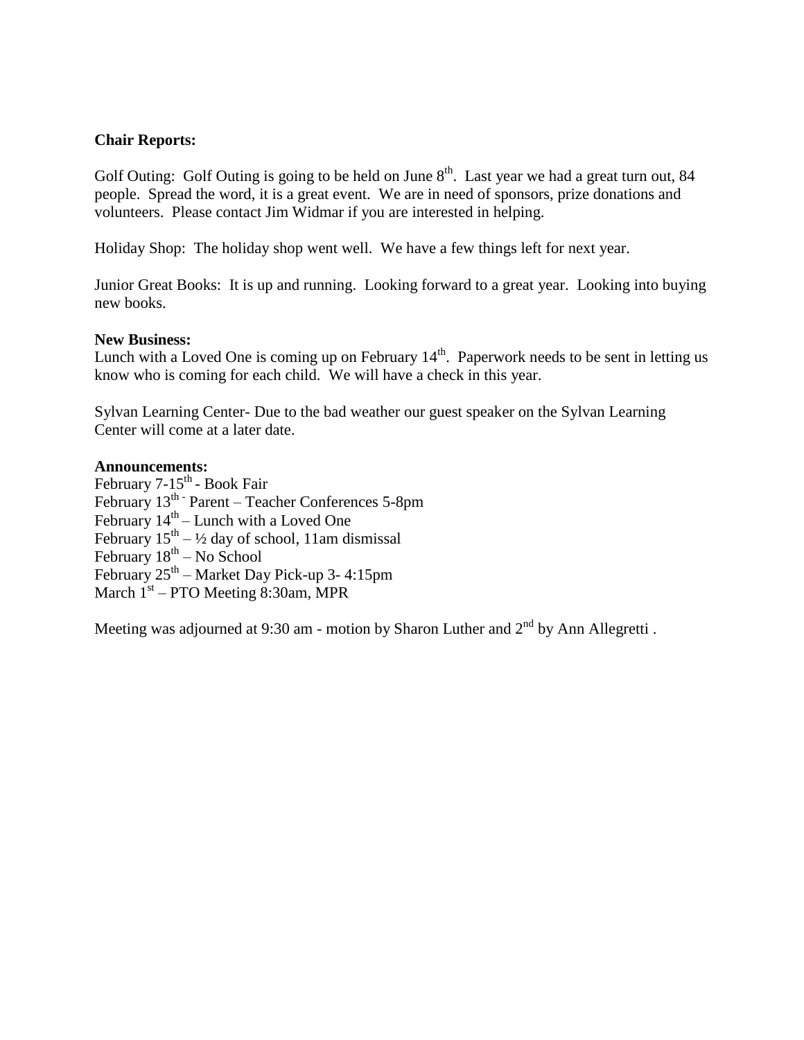**Chair Reports:**

Golf Outing: Golf Outing is going to be held on June 8th. Last year we had a great turn out, 84 people. Spread the word, it is a great event. We are in need of sponsors, prize donations and volunteers. Please contact Jim Widmar if you are interested in helping.

Holiday Shop: The holiday shop went well. We have a few things left for next year.

Junior Great Books: It is up and running. Looking forward to a great year. Looking into buying new books.

**New Business:**

Lunch with a Loved One is coming up on February 14th. Paperwork needs to be sent in letting us know who is coming for each child. We will have a check in this year.

Sylvan Learning Center- Due to the bad weather our guest speaker on the Sylvan Learning Center will come at a later date.

**Announcements:**

February 7-15th - Book Fair
February 13th - Parent – Teacher Conferences 5-8pm
February 14th – Lunch with a Loved One
February 15th – ½ day of school, 11am dismissal
February 18th – No School
February 25th – Market Day Pick-up 3- 4:15pm
March 1st – PTO Meeting 8:30am, MPR

Meeting was adjourned at 9:30 am - motion by Sharon Luther and 2nd by Ann Allegretti .